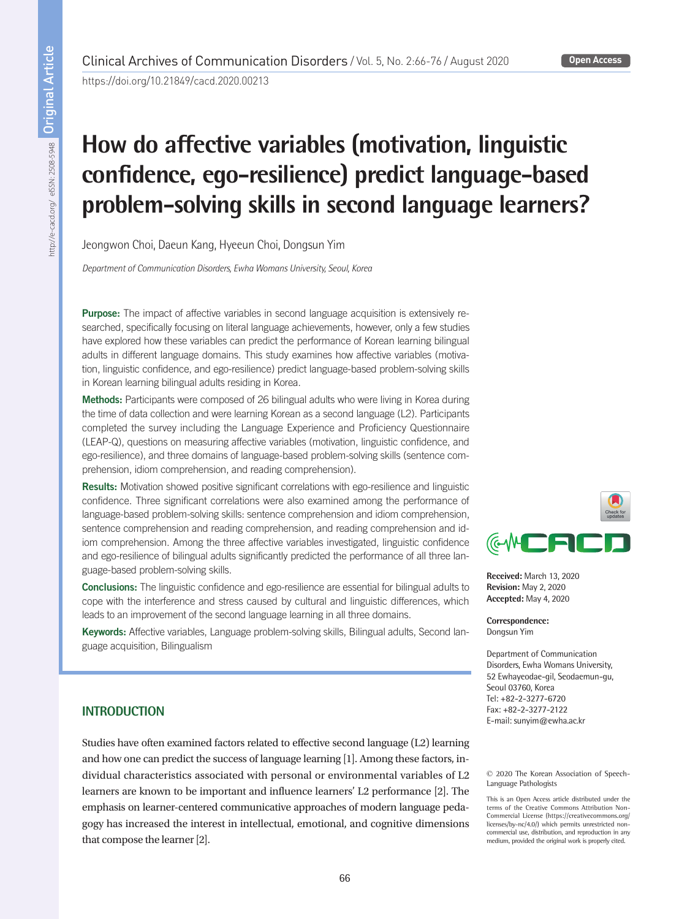# How do affective variables (motivation, linguistic confidence, ego-resilience) predict language-based problem-solving skills in second language learners?

Jeongwon Choi, Daeun Kang, Hyeeun Choi, Dongsun Yim

*Department of Communication Disorders, Ewha Womans University, Seoul, Korea*

**Purpose:** The impact of affective variables in second language acquisition is extensively researched, specifically focusing on literal language achievements, however, only a few studies have explored how these variables can predict the performance of Korean learning bilingual adults in different language domains. This study examines how affective variables (motivation, linguistic confidence, and ego-resilience) predict language-based problem-solving skills in Korean learning bilingual adults residing in Korea.

**Methods:** Participants were composed of 26 bilingual adults who were living in Korea during the time of data collection and were learning Korean as a second language (L2). Participants completed the survey including the Language Experience and Proficiency Questionnaire (LEAP-Q), questions on measuring affective variables (motivation, linguistic confidence, and ego-resilience), and three domains of language-based problem-solving skills (sentence comprehension, idiom comprehension, and reading comprehension).

**Results:** Motivation showed positive significant correlations with ego-resilience and linguistic confidence. Three significant correlations were also examined among the performance of language-based problem-solving skills: sentence comprehension and idiom comprehension, sentence comprehension and reading comprehension, and reading comprehension and idiom comprehension. Among the three affective variables investigated, linguistic confidence and ego-resilience of bilingual adults significantly predicted the performance of all three language-based problem-solving skills.

**Conclusions:** The linguistic confidence and ego-resilience are essential for bilingual adults to cope with the interference and stress caused by cultural and linguistic differences, which leads to an improvement of the second language learning in all three domains.

**Keywords:** Affective variables, Language problem-solving skills, Bilingual adults, Second language acquisition, Bilingualism

**Received:** March 13, 2020
**Revision:** May 2, 2020
**Accepted:** May 4, 2020

**Correspondence:**
Dongsun Yim

Department of Communication Disorders, Ewha Womans University, 52 Ewhayeodae-gil, Seodaemun-gu, Seoul 03760, Korea
Tel: +82-2-3277-6720
Fax: +82-2-3277-2122
E-mail: sunyim@ewha.ac.kr

© 2020 The Korean Association of Speech-Language Pathologists

This is an Open Access article distributed under the terms of the Creative Commons Attribution Non-Commercial License (https://creativecommons.org/licenses/by-nc/4.0/) which permits unrestricted non-commercial use, distribution, and reproduction in any medium, provided the original work is properly cited.

## INTRODUCTION

Studies have often examined factors related to effective second language (L2) learning and how one can predict the success of language learning [1]. Among these factors, individual characteristics associated with personal or environmental variables of L2 learners are known to be important and influence learners' L2 performance [2]. The emphasis on learner-centered communicative approaches of modern language pedagogy has increased the interest in intellectual, emotional, and cognitive dimensions that compose the learner [2].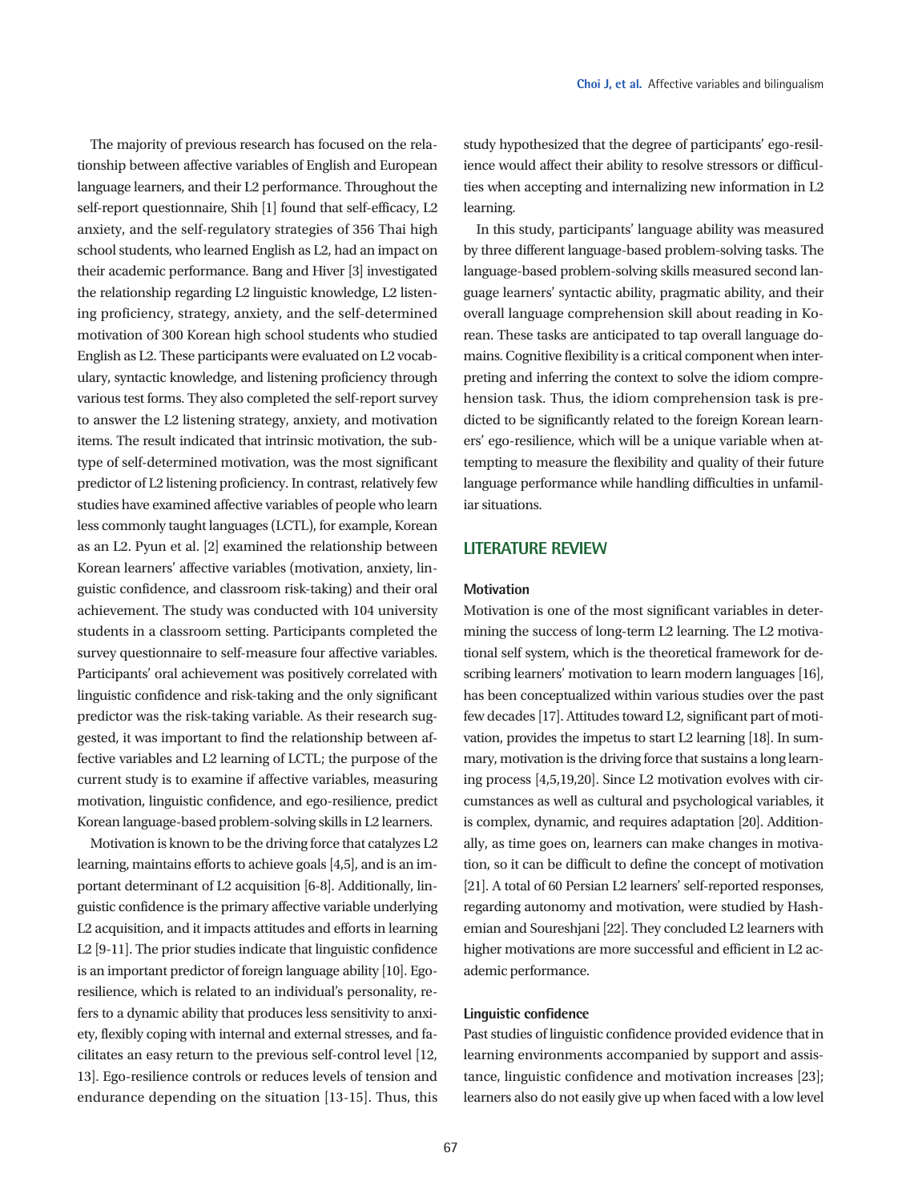The majority of previous research has focused on the relationship between affective variables of English and European language learners, and their L2 performance. Throughout the self-report questionnaire, Shih [1] found that self-efficacy, L2 anxiety, and the self-regulatory strategies of 356 Thai high school students, who learned English as L2, had an impact on their academic performance. Bang and Hiver [3] investigated the relationship regarding L2 linguistic knowledge, L2 listening proficiency, strategy, anxiety, and the self-determined motivation of 300 Korean high school students who studied English as L2. These participants were evaluated on L2 vocabulary, syntactic knowledge, and listening proficiency through various test forms. They also completed the self-report survey to answer the L2 listening strategy, anxiety, and motivation items. The result indicated that intrinsic motivation, the subtype of self-determined motivation, was the most significant predictor of L2 listening proficiency. In contrast, relatively few studies have examined affective variables of people who learn less commonly taught languages (LCTL), for example, Korean as an L2. Pyun et al. [2] examined the relationship between Korean learners' affective variables (motivation, anxiety, linguistic confidence, and classroom risk-taking) and their oral achievement. The study was conducted with 104 university students in a classroom setting. Participants completed the survey questionnaire to self-measure four affective variables. Participants' oral achievement was positively correlated with linguistic confidence and risk-taking and the only significant predictor was the risk-taking variable. As their research suggested, it was important to find the relationship between affective variables and L2 learning of LCTL; the purpose of the current study is to examine if affective variables, measuring motivation, linguistic confidence, and ego-resilience, predict Korean language-based problem-solving skills in L2 learners.

Motivation is known to be the driving force that catalyzes L2 learning, maintains efforts to achieve goals [4,5], and is an important determinant of L2 acquisition [6-8]. Additionally, linguistic confidence is the primary affective variable underlying L2 acquisition, and it impacts attitudes and efforts in learning L2 [9-11]. The prior studies indicate that linguistic confidence is an important predictor of foreign language ability [10]. Ego-resilience, which is related to an individual's personality, refers to a dynamic ability that produces less sensitivity to anxiety, flexibly coping with internal and external stresses, and facilitates an easy return to the previous self-control level [12, 13]. Ego-resilience controls or reduces levels of tension and endurance depending on the situation [13-15]. Thus, this study hypothesized that the degree of participants' ego-resilience would affect their ability to resolve stressors or difficulties when accepting and internalizing new information in L2 learning.

In this study, participants' language ability was measured by three different language-based problem-solving tasks. The language-based problem-solving skills measured second language learners' syntactic ability, pragmatic ability, and their overall language comprehension skill about reading in Korean. These tasks are anticipated to tap overall language domains. Cognitive flexibility is a critical component when interpreting and inferring the context to solve the idiom comprehension task. Thus, the idiom comprehension task is predicted to be significantly related to the foreign Korean learners' ego-resilience, which will be a unique variable when attempting to measure the flexibility and quality of their future language performance while handling difficulties in unfamiliar situations.

## LITERATURE REVIEW

### Motivation

Motivation is one of the most significant variables in determining the success of long-term L2 learning. The L2 motivational self system, which is the theoretical framework for describing learners' motivation to learn modern languages [16], has been conceptualized within various studies over the past few decades [17]. Attitudes toward L2, significant part of motivation, provides the impetus to start L2 learning [18]. In summary, motivation is the driving force that sustains a long learning process [4,5,19,20]. Since L2 motivation evolves with circumstances as well as cultural and psychological variables, it is complex, dynamic, and requires adaptation [20]. Additionally, as time goes on, learners can make changes in motivation, so it can be difficult to define the concept of motivation [21]. A total of 60 Persian L2 learners' self-reported responses, regarding autonomy and motivation, were studied by Hashemian and Soureshjani [22]. They concluded L2 learners with higher motivations are more successful and efficient in L2 academic performance.

### Linguistic confidence

Past studies of linguistic confidence provided evidence that in learning environments accompanied by support and assistance, linguistic confidence and motivation increases [23]; learners also do not easily give up when faced with a low level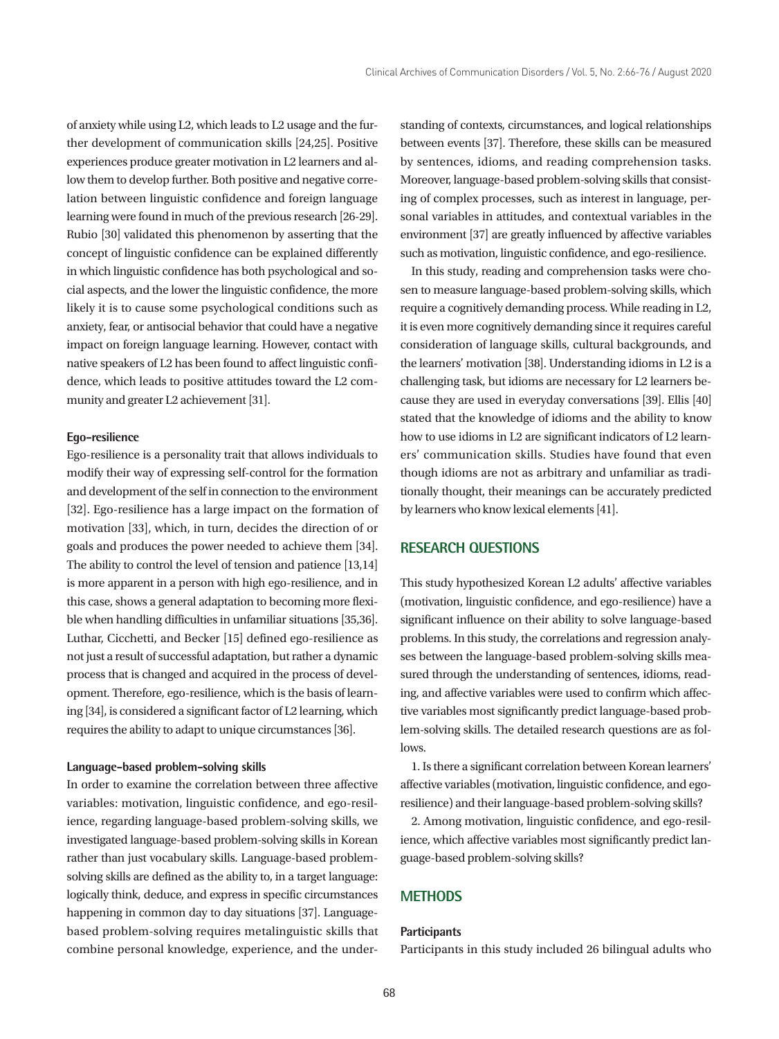of anxiety while using L2, which leads to L2 usage and the further development of communication skills [24,25]. Positive experiences produce greater motivation in L2 learners and allow them to develop further. Both positive and negative correlation between linguistic confidence and foreign language learning were found in much of the previous research [26-29]. Rubio [30] validated this phenomenon by asserting that the concept of linguistic confidence can be explained differently in which linguistic confidence has both psychological and social aspects, and the lower the linguistic confidence, the more likely it is to cause some psychological conditions such as anxiety, fear, or antisocial behavior that could have a negative impact on foreign language learning. However, contact with native speakers of L2 has been found to affect linguistic confidence, which leads to positive attitudes toward the L2 community and greater L2 achievement [31].

#### Ego-resilience

Ego-resilience is a personality trait that allows individuals to modify their way of expressing self-control for the formation and development of the self in connection to the environment [32]. Ego-resilience has a large impact on the formation of motivation [33], which, in turn, decides the direction of or goals and produces the power needed to achieve them [34]. The ability to control the level of tension and patience [13,14] is more apparent in a person with high ego-resilience, and in this case, shows a general adaptation to becoming more flexible when handling difficulties in unfamiliar situations [35,36]. Luthar, Cicchetti, and Becker [15] defined ego-resilience as not just a result of successful adaptation, but rather a dynamic process that is changed and acquired in the process of development. Therefore, ego-resilience, which is the basis of learning [34], is considered a significant factor of L2 learning, which requires the ability to adapt to unique circumstances [36].

#### Language-based problem-solving skills

In order to examine the correlation between three affective variables: motivation, linguistic confidence, and ego-resilience, regarding language-based problem-solving skills, we investigated language-based problem-solving skills in Korean rather than just vocabulary skills. Language-based problem-solving skills are defined as the ability to, in a target language: logically think, deduce, and express in specific circumstances happening in common day to day situations [37]. Language-based problem-solving requires metalinguistic skills that combine personal knowledge, experience, and the understanding of contexts, circumstances, and logical relationships between events [37]. Therefore, these skills can be measured by sentences, idioms, and reading comprehension tasks. Moreover, language-based problem-solving skills that consisting of complex processes, such as interest in language, personal variables in attitudes, and contextual variables in the environment [37] are greatly influenced by affective variables such as motivation, linguistic confidence, and ego-resilience.

In this study, reading and comprehension tasks were chosen to measure language-based problem-solving skills, which require a cognitively demanding process. While reading in L2, it is even more cognitively demanding since it requires careful consideration of language skills, cultural backgrounds, and the learners' motivation [38]. Understanding idioms in L2 is a challenging task, but idioms are necessary for L2 learners because they are used in everyday conversations [39]. Ellis [40] stated that the knowledge of idioms and the ability to know how to use idioms in L2 are significant indicators of L2 learners' communication skills. Studies have found that even though idioms are not as arbitrary and unfamiliar as traditionally thought, their meanings can be accurately predicted by learners who know lexical elements [41].

## RESEARCH QUESTIONS

This study hypothesized Korean L2 adults' affective variables (motivation, linguistic confidence, and ego-resilience) have a significant influence on their ability to solve language-based problems. In this study, the correlations and regression analyses between the language-based problem-solving skills measured through the understanding of sentences, idioms, reading, and affective variables were used to confirm which affective variables most significantly predict language-based problem-solving skills. The detailed research questions are as follows.

1. Is there a significant correlation between Korean learners' affective variables (motivation, linguistic confidence, and ego-resilience) and their language-based problem-solving skills?

2. Among motivation, linguistic confidence, and ego-resilience, which affective variables most significantly predict language-based problem-solving skills?

## METHODS

#### Participants

Participants in this study included 26 bilingual adults who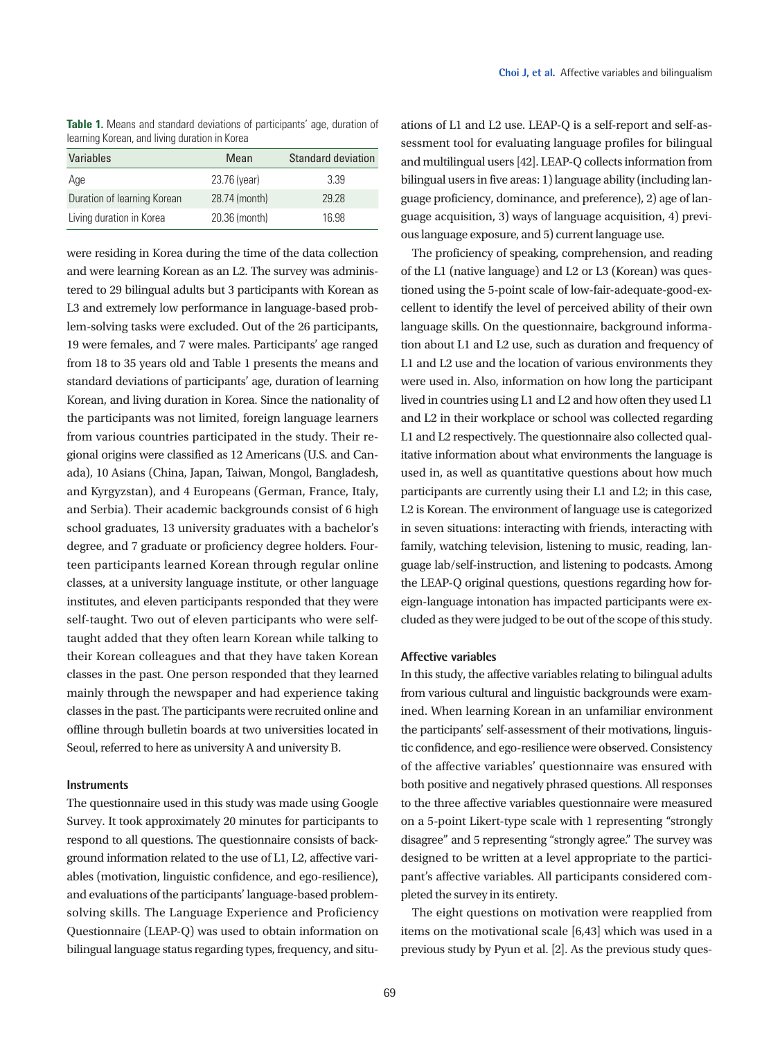**Table 1.** Means and standard deviations of participants' age, duration of learning Korean, and living duration in Korea

| Variables | Mean | Standard deviation |
|---|---|---|
| Age | 23.76 (year) | 3.39 |
| Duration of learning Korean | 28.74 (month) | 29.28 |
| Living duration in Korea | 20.36 (month) | 16.98 |

were residing in Korea during the time of the data collection and were learning Korean as an L2. The survey was administered to 29 bilingual adults but 3 participants with Korean as L3 and extremely low performance in language-based problem-solving tasks were excluded. Out of the 26 participants, 19 were females, and 7 were males. Participants' age ranged from 18 to 35 years old and Table 1 presents the means and standard deviations of participants' age, duration of learning Korean, and living duration in Korea. Since the nationality of the participants was not limited, foreign language learners from various countries participated in the study. Their regional origins were classified as 12 Americans (U.S. and Canada), 10 Asians (China, Japan, Taiwan, Mongol, Bangladesh, and Kyrgyzstan), and 4 Europeans (German, France, Italy, and Serbia). Their academic backgrounds consist of 6 high school graduates, 13 university graduates with a bachelor's degree, and 7 graduate or proficiency degree holders. Fourteen participants learned Korean through regular online classes, at a university language institute, or other language institutes, and eleven participants responded that they were self-taught. Two out of eleven participants who were self-taught added that they often learn Korean while talking to their Korean colleagues and that they have taken Korean classes in the past. One person responded that they learned mainly through the newspaper and had experience taking classes in the past. The participants were recruited online and offline through bulletin boards at two universities located in Seoul, referred to here as university A and university B.

### Instruments

The questionnaire used in this study was made using Google Survey. It took approximately 20 minutes for participants to respond to all questions. The questionnaire consists of background information related to the use of L1, L2, affective variables (motivation, linguistic confidence, and ego-resilience), and evaluations of the participants' language-based problem-solving skills. The Language Experience and Proficiency Questionnaire (LEAP-Q) was used to obtain information on bilingual language status regarding types, frequency, and situations of L1 and L2 use. LEAP-Q is a self-report and self-assessment tool for evaluating language profiles for bilingual and multilingual users [42]. LEAP-Q collects information from bilingual users in five areas: 1) language ability (including language proficiency, dominance, and preference), 2) age of language acquisition, 3) ways of language acquisition, 4) previous language exposure, and 5) current language use.

The proficiency of speaking, comprehension, and reading of the L1 (native language) and L2 or L3 (Korean) was questioned using the 5-point scale of low-fair-adequate-good-excellent to identify the level of perceived ability of their own language skills. On the questionnaire, background information about L1 and L2 use, such as duration and frequency of L1 and L2 use and the location of various environments they were used in. Also, information on how long the participant lived in countries using L1 and L2 and how often they used L1 and L2 in their workplace or school was collected regarding L1 and L2 respectively. The questionnaire also collected qualitative information about what environments the language is used in, as well as quantitative questions about how much participants are currently using their L1 and L2; in this case, L2 is Korean. The environment of language use is categorized in seven situations: interacting with friends, interacting with family, watching television, listening to music, reading, language lab/self-instruction, and listening to podcasts. Among the LEAP-Q original questions, questions regarding how foreign-language intonation has impacted participants were excluded as they were judged to be out of the scope of this study.

### Affective variables

In this study, the affective variables relating to bilingual adults from various cultural and linguistic backgrounds were examined. When learning Korean in an unfamiliar environment the participants' self-assessment of their motivations, linguistic confidence, and ego-resilience were observed. Consistency of the affective variables' questionnaire was ensured with both positive and negatively phrased questions. All responses to the three affective variables questionnaire were measured on a 5-point Likert-type scale with 1 representing "strongly disagree" and 5 representing "strongly agree." The survey was designed to be written at a level appropriate to the participant's affective variables. All participants considered completed the survey in its entirety.

The eight questions on motivation were reapplied from items on the motivational scale [6,43] which was used in a previous study by Pyun et al. [2]. As the previous study ques-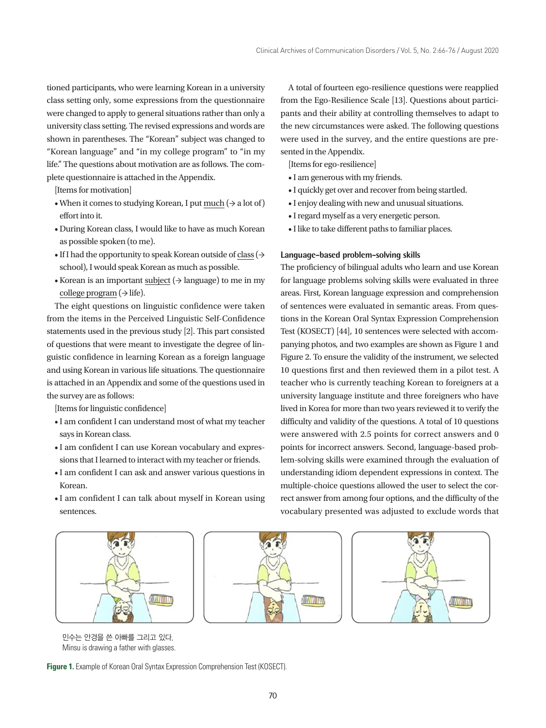tioned participants, who were learning Korean in a university class setting only, some expressions from the questionnaire were changed to apply to general situations rather than only a university class setting. The revised expressions and words are shown in parentheses. The "Korean" subject was changed to "Korean language" and "in my college program" to "in my life." The questions about motivation are as follows. The complete questionnaire is attached in the Appendix.

[Items for motivation]

- When it comes to studying Korean, I put much (→ a lot of) effort into it.
- During Korean class, I would like to have as much Korean as possible spoken (to me).
- If I had the opportunity to speak Korean outside of class (→ school), I would speak Korean as much as possible.
- Korean is an important subject (→ language) to me in my college program (→ life).

The eight questions on linguistic confidence were taken from the items in the Perceived Linguistic Self-Confidence statements used in the previous study [2]. This part consisted of questions that were meant to investigate the degree of linguistic confidence in learning Korean as a foreign language and using Korean in various life situations. The questionnaire is attached in an Appendix and some of the questions used in the survey are as follows:

[Items for linguistic confidence]

- I am confident I can understand most of what my teacher says in Korean class.
- I am confident I can use Korean vocabulary and expressions that I learned to interact with my teacher or friends.
- I am confident I can ask and answer various questions in Korean.
- I am confident I can talk about myself in Korean using sentences.

A total of fourteen ego-resilience questions were reapplied from the Ego-Resilience Scale [13]. Questions about participants and their ability at controlling themselves to adapt to the new circumstances were asked. The following questions were used in the survey, and the entire questions are presented in the Appendix.

[Items for ego-resilience]

- I am generous with my friends.
- I quickly get over and recover from being startled.
- I enjoy dealing with new and unusual situations.
- I regard myself as a very energetic person.
- I like to take different paths to familiar places.

### Language-based problem-solving skills

The proficiency of bilingual adults who learn and use Korean for language problems solving skills were evaluated in three areas. First, Korean language expression and comprehension of sentences were evaluated in semantic areas. From questions in the Korean Oral Syntax Expression Comprehension Test (KOSECT) [44], 10 sentences were selected with accompanying photos, and two examples are shown as Figure 1 and Figure 2. To ensure the validity of the instrument, we selected 10 questions first and then reviewed them in a pilot test. A teacher who is currently teaching Korean to foreigners at a university language institute and three foreigners who have lived in Korea for more than two years reviewed it to verify the difficulty and validity of the questions. A total of 10 questions were answered with 2.5 points for correct answers and 0 points for incorrect answers. Second, language-based problem-solving skills were examined through the evaluation of understanding idiom dependent expressions in context. The multiple-choice questions allowed the user to select the correct answer from among four options, and the difficulty of the vocabulary presented was adjusted to exclude words that

민수는 안경을 쓴 아빠를 그리고 있다.
Minsu is drawing a father with glasses.

**Figure 1.** Example of Korean Oral Syntax Expression Comprehension Test (KOSECT).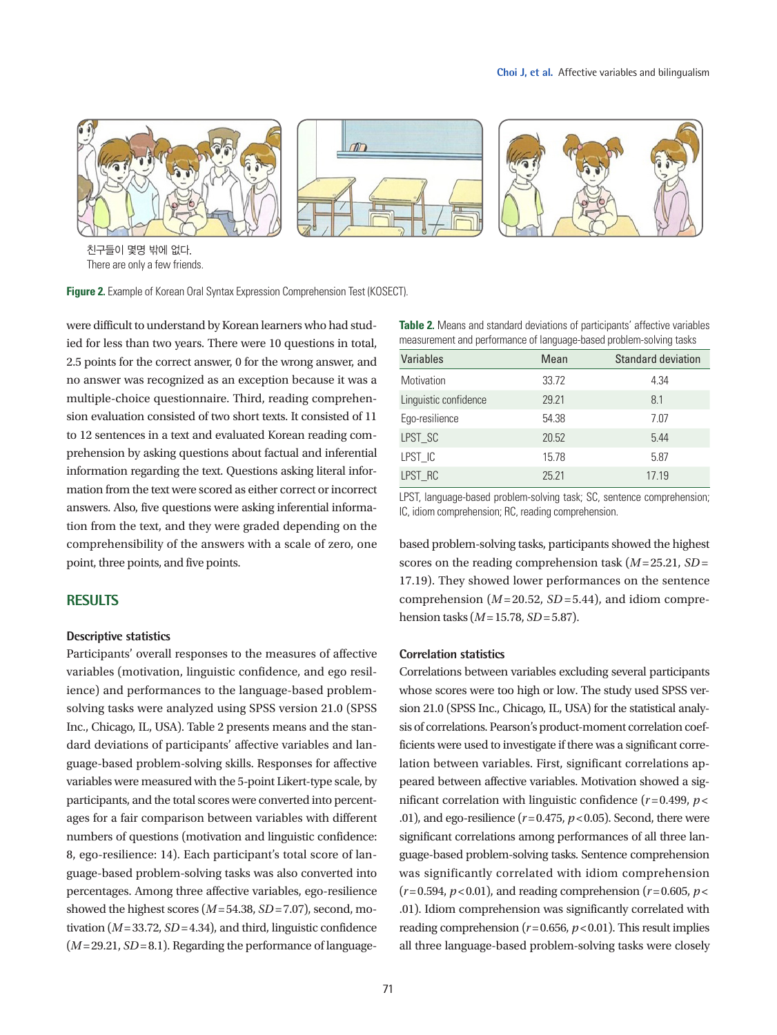친구들이 몇명 밖에 없다.
There are only a few friends.

**Figure 2.** Example of Korean Oral Syntax Expression Comprehension Test (KOSECT).

were difficult to understand by Korean learners who had studied for less than two years. There were 10 questions in total, 2.5 points for the correct answer, 0 for the wrong answer, and no answer was recognized as an exception because it was a multiple-choice questionnaire. Third, reading comprehension evaluation consisted of two short texts. It consisted of 11 to 12 sentences in a text and evaluated Korean reading comprehension by asking questions about factual and inferential information regarding the text. Questions asking literal information from the text were scored as either correct or incorrect answers. Also, five questions were asking inferential information from the text, and they were graded depending on the comprehensibility of the answers with a scale of zero, one point, three points, and five points.

## RESULTS

### Descriptive statistics

Participants' overall responses to the measures of affective variables (motivation, linguistic confidence, and ego resilience) and performances to the language-based problem-solving tasks were analyzed using SPSS version 21.0 (SPSS Inc., Chicago, IL, USA). Table 2 presents means and the standard deviations of participants' affective variables and language-based problem-solving skills. Responses for affective variables were measured with the 5-point Likert-type scale, by participants, and the total scores were converted into percentages for a fair comparison between variables with different numbers of questions (motivation and linguistic confidence: 8, ego-resilience: 14). Each participant's total score of language-based problem-solving tasks was also converted into percentages. Among three affective variables, ego-resilience showed the highest scores ($M$=54.38, $SD$=7.07), second, motivation ($M$=33.72, $SD$=4.34), and third, linguistic confidence ($M$=29.21, $SD$=8.1). Regarding the performance of language-based problem-solving tasks, participants showed the highest scores on the reading comprehension task ($M$=25.21, $SD$=17.19). They showed lower performances on the sentence comprehension ($M$=20.52, $SD$=5.44), and idiom comprehension tasks ($M$=15.78, $SD$=5.87).

**Table 2.** Means and standard deviations of participants' affective variables measurement and performance of language-based problem-solving tasks

| Variables | Mean | Standard deviation |
|---|---|---|
| Motivation | 33.72 | 4.34 |
| Linguistic confidence | 29.21 | 8.1 |
| Ego-resilience | 54.38 | 7.07 |
| LPST_SC | 20.52 | 5.44 |
| LPST_IC | 15.78 | 5.87 |
| LPST_RC | 25.21 | 17.19 |

LPST, language-based problem-solving task; SC, sentence comprehension; IC, idiom comprehension; RC, reading comprehension.

### Correlation statistics

Correlations between variables excluding several participants whose scores were too high or low. The study used SPSS version 21.0 (SPSS Inc., Chicago, IL, USA) for the statistical analysis of correlations. Pearson's product-moment correlation coefficients were used to investigate if there was a significant correlation between variables. First, significant correlations appeared between affective variables. Motivation showed a significant correlation with linguistic confidence ($r$=0.499, $p$<.01), and ego-resilience ($r$=0.475, $p$<0.05). Second, there were significant correlations among performances of all three language-based problem-solving tasks. Sentence comprehension was significantly correlated with idiom comprehension ($r$=0.594, $p$<0.01), and reading comprehension ($r$=0.605, $p$<.01). Idiom comprehension was significantly correlated with reading comprehension ($r$=0.656, $p$<0.01). This result implies all three language-based problem-solving tasks were closely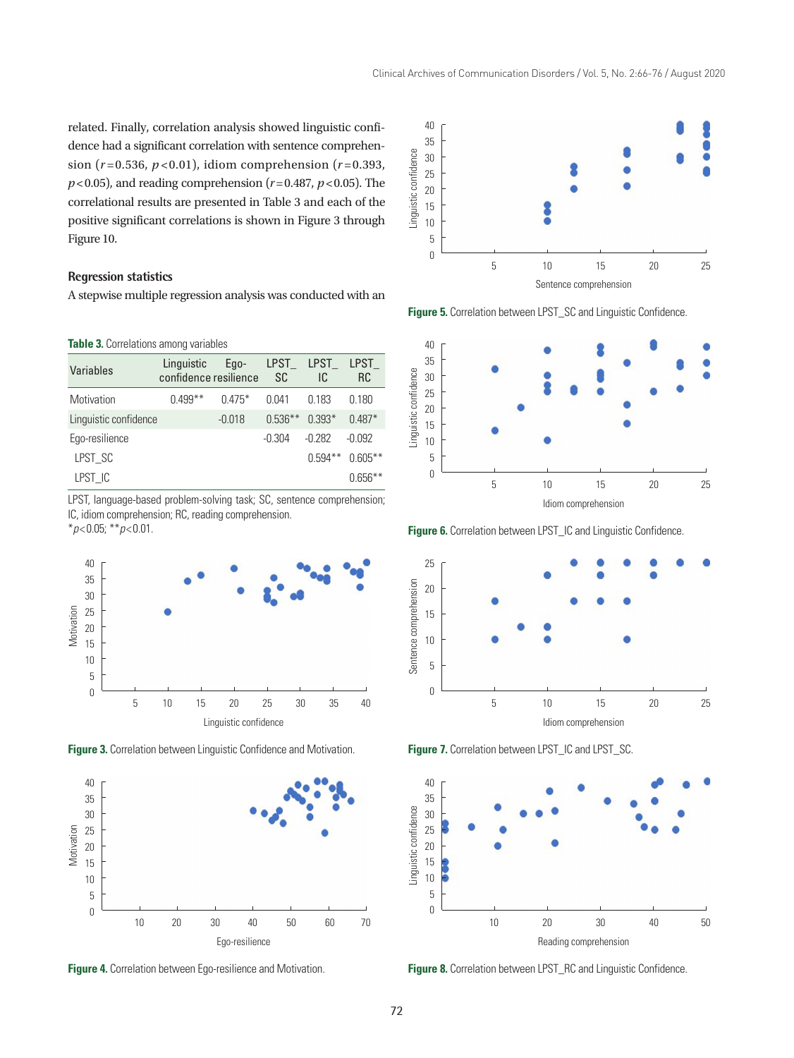related. Finally, correlation analysis showed linguistic confidence had a significant correlation with sentence comprehension ($r$=0.536, $p$<0.01), idiom comprehension ($r$=0.393, $p$<0.05), and reading comprehension ($r$=0.487, $p$<0.05). The correlational results are presented in Table 3 and each of the positive significant correlations is shown in Figure 3 through Figure 10.

### Regression statistics

A stepwise multiple regression analysis was conducted with an

**Table 3.** Correlations among variables

| Variables | Linguistic confidence | Ego-resilience | LPST_SC | LPST_IC | LPST_RC |
|---|---|---|---|---|---|
| Motivation | 0.499** | 0.475* | 0.041 | 0.183 | 0.180 |
| Linguistic confidence | | -0.018 | 0.536** | 0.393* | 0.487* |
| Ego-resilience | | | -0.304 | -0.282 | -0.092 |
| LPST_SC | | | | 0.594** | 0.605** |
| LPST_IC | | | | | 0.656** |

LPST, language-based problem-solving task; SC, sentence comprehension; IC, idiom comprehension; RC, reading comprehension.
*$p$<0.05; **$p$<0.01.

**Figure 3.** Correlation between Linguistic Confidence and Motivation.

**Figure 4.** Correlation between Ego-resilience and Motivation.

**Figure 5.** Correlation between LPST_SC and Linguistic Confidence.

**Figure 6.** Correlation between LPST_IC and Linguistic Confidence.

**Figure 7.** Correlation between LPST_IC and LPST_SC.

**Figure 8.** Correlation between LPST_RC and Linguistic Confidence.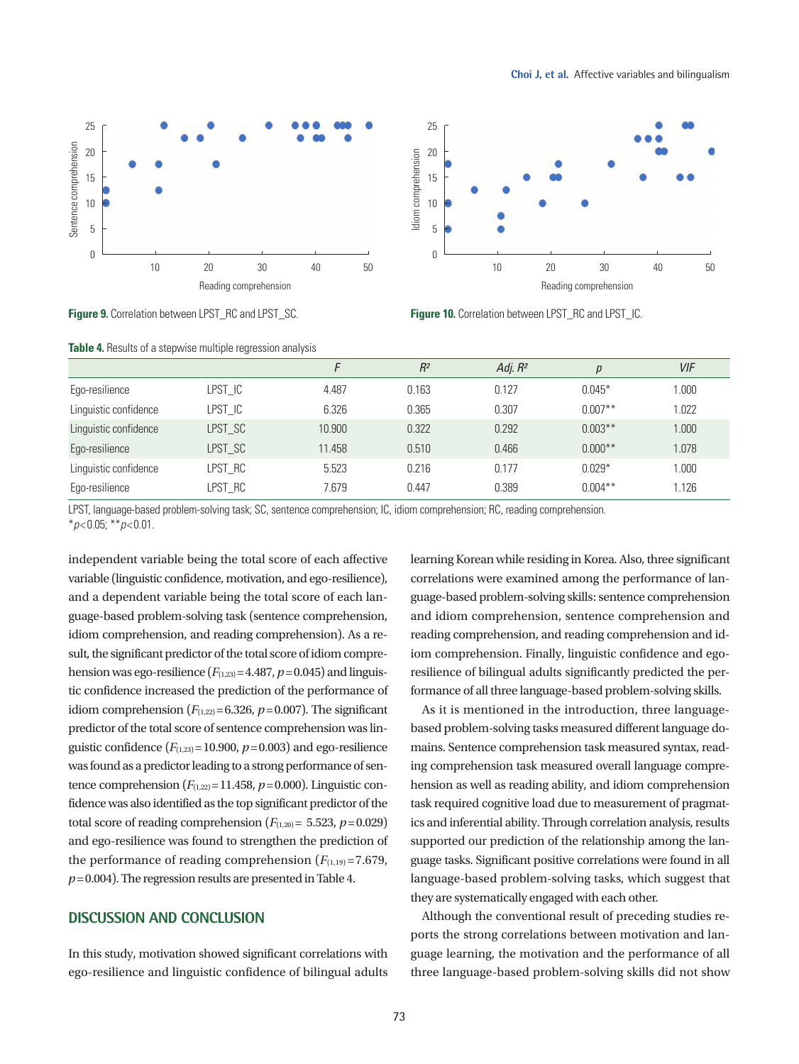Figure 9. Correlation between LPST_RC and LPST_SC.

Figure 10. Correlation between LPST_RC and LPST_IC.

**Table 4.** Results of a stepwise multiple regression analysis

| | | *F* | *R²* | *Adj. R²* | *p* | *VIF* |
|---|---|---|---|---|---|---|
| Ego-resilience | LPST_IC | 4.487 | 0.163 | 0.127 | 0.045* | 1.000 |
| Linguistic confidence | LPST_IC | 6.326 | 0.365 | 0.307 | 0.007** | 1.022 |
| Linguistic confidence | LPST_SC | 10.900 | 0.322 | 0.292 | 0.003** | 1.000 |
| Ego-resilience | LPST_SC | 11.458 | 0.510 | 0.466 | 0.000** | 1.078 |
| Linguistic confidence | LPST_RC | 5.523 | 0.216 | 0.177 | 0.029* | 1.000 |
| Ego-resilience | LPST_RC | 7.679 | 0.447 | 0.389 | 0.004** | 1.126 |

LPST, language-based problem-solving task; SC, sentence comprehension; IC, idiom comprehension; RC, reading comprehension.
*$p<0.05$; **$p<0.01$.

independent variable being the total score of each affective variable (linguistic confidence, motivation, and ego-resilience), and a dependent variable being the total score of each language-based problem-solving task (sentence comprehension, idiom comprehension, and reading comprehension). As a result, the significant predictor of the total score of idiom comprehension was ego-resilience ($F_{(1,23)}=4.487$, $p=0.045$) and linguistic confidence increased the prediction of the performance of idiom comprehension ($F_{(1,22)}=6.326$, $p=0.007$). The significant predictor of the total score of sentence comprehension was linguistic confidence ($F_{(1,23)}=10.900$, $p=0.003$) and ego-resilience was found as a predictor leading to a strong performance of sentence comprehension ($F_{(1,22)}=11.458$, $p=0.000$). Linguistic confidence was also identified as the top significant predictor of the total score of reading comprehension ($F_{(1,20)}=5.523$, $p=0.029$) and ego-resilience was found to strengthen the prediction of the performance of reading comprehension ($F_{(1,19)}=7.679$, $p=0.004$). The regression results are presented in Table 4.

## DISCUSSION AND CONCLUSION

In this study, motivation showed significant correlations with ego-resilience and linguistic confidence of bilingual adults learning Korean while residing in Korea. Also, three significant correlations were examined among the performance of language-based problem-solving skills: sentence comprehension and idiom comprehension, sentence comprehension and reading comprehension, and reading comprehension and idiom comprehension. Finally, linguistic confidence and ego-resilience of bilingual adults significantly predicted the performance of all three language-based problem-solving skills.

As it is mentioned in the introduction, three language-based problem-solving tasks measured different language domains. Sentence comprehension task measured syntax, reading comprehension task measured overall language comprehension as well as reading ability, and idiom comprehension task required cognitive load due to measurement of pragmatics and inferential ability. Through correlation analysis, results supported our prediction of the relationship among the language tasks. Significant positive correlations were found in all language-based problem-solving tasks, which suggest that they are systematically engaged with each other.

Although the conventional result of preceding studies reports the strong correlations between motivation and language learning, the motivation and the performance of all three language-based problem-solving skills did not show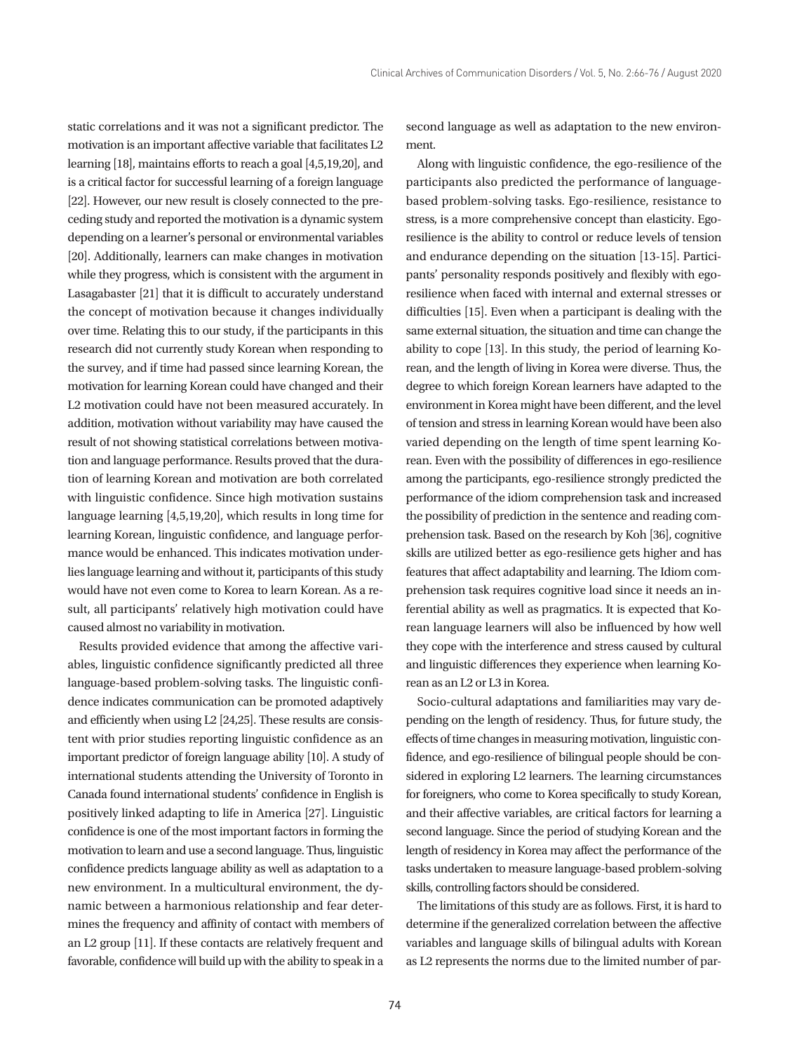static correlations and it was not a significant predictor. The motivation is an important affective variable that facilitates L2 learning [18], maintains efforts to reach a goal [4,5,19,20], and is a critical factor for successful learning of a foreign language [22]. However, our new result is closely connected to the preceding study and reported the motivation is a dynamic system depending on a learner's personal or environmental variables [20]. Additionally, learners can make changes in motivation while they progress, which is consistent with the argument in Lasagabaster [21] that it is difficult to accurately understand the concept of motivation because it changes individually over time. Relating this to our study, if the participants in this research did not currently study Korean when responding to the survey, and if time had passed since learning Korean, the motivation for learning Korean could have changed and their L2 motivation could have not been measured accurately. In addition, motivation without variability may have caused the result of not showing statistical correlations between motivation and language performance. Results proved that the duration of learning Korean and motivation are both correlated with linguistic confidence. Since high motivation sustains language learning [4,5,19,20], which results in long time for learning Korean, linguistic confidence, and language performance would be enhanced. This indicates motivation underlies language learning and without it, participants of this study would have not even come to Korea to learn Korean. As a result, all participants' relatively high motivation could have caused almost no variability in motivation.

Results provided evidence that among the affective variables, linguistic confidence significantly predicted all three language-based problem-solving tasks. The linguistic confidence indicates communication can be promoted adaptively and efficiently when using L2 [24,25]. These results are consistent with prior studies reporting linguistic confidence as an important predictor of foreign language ability [10]. A study of international students attending the University of Toronto in Canada found international students' confidence in English is positively linked adapting to life in America [27]. Linguistic confidence is one of the most important factors in forming the motivation to learn and use a second language. Thus, linguistic confidence predicts language ability as well as adaptation to a new environment. In a multicultural environment, the dynamic between a harmonious relationship and fear determines the frequency and affinity of contact with members of an L2 group [11]. If these contacts are relatively frequent and favorable, confidence will build up with the ability to speak in a second language as well as adaptation to the new environment.

Along with linguistic confidence, the ego-resilience of the participants also predicted the performance of language-based problem-solving tasks. Ego-resilience, resistance to stress, is a more comprehensive concept than elasticity. Ego-resilience is the ability to control or reduce levels of tension and endurance depending on the situation [13-15]. Participants' personality responds positively and flexibly with ego-resilience when faced with internal and external stresses or difficulties [15]. Even when a participant is dealing with the same external situation, the situation and time can change the ability to cope [13]. In this study, the period of learning Korean, and the length of living in Korea were diverse. Thus, the degree to which foreign Korean learners have adapted to the environment in Korea might have been different, and the level of tension and stress in learning Korean would have been also varied depending on the length of time spent learning Korean. Even with the possibility of differences in ego-resilience among the participants, ego-resilience strongly predicted the performance of the idiom comprehension task and increased the possibility of prediction in the sentence and reading comprehension task. Based on the research by Koh [36], cognitive skills are utilized better as ego-resilience gets higher and has features that affect adaptability and learning. The Idiom comprehension task requires cognitive load since it needs an inferential ability as well as pragmatics. It is expected that Korean language learners will also be influenced by how well they cope with the interference and stress caused by cultural and linguistic differences they experience when learning Korean as an L2 or L3 in Korea.

Socio-cultural adaptations and familiarities may vary depending on the length of residency. Thus, for future study, the effects of time changes in measuring motivation, linguistic confidence, and ego-resilience of bilingual people should be considered in exploring L2 learners. The learning circumstances for foreigners, who come to Korea specifically to study Korean, and their affective variables, are critical factors for learning a second language. Since the period of studying Korean and the length of residency in Korea may affect the performance of the tasks undertaken to measure language-based problem-solving skills, controlling factors should be considered.

The limitations of this study are as follows. First, it is hard to determine if the generalized correlation between the affective variables and language skills of bilingual adults with Korean as L2 represents the norms due to the limited number of par-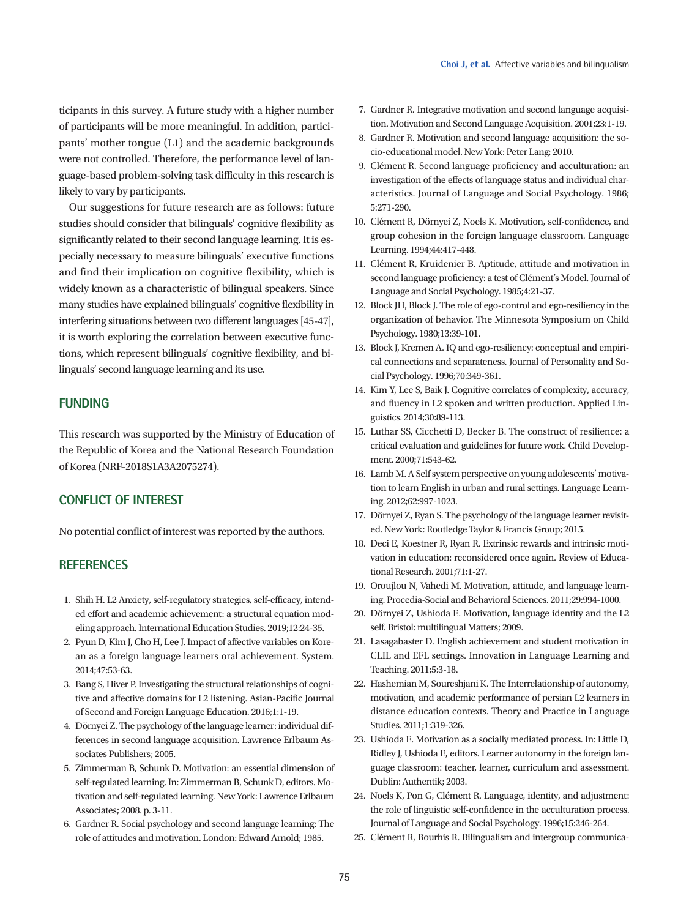ticipants in this survey. A future study with a higher number of participants will be more meaningful. In addition, participants' mother tongue (L1) and the academic backgrounds were not controlled. Therefore, the performance level of language-based problem-solving task difficulty in this research is likely to vary by participants.

Our suggestions for future research are as follows: future studies should consider that bilinguals' cognitive flexibility as significantly related to their second language learning. It is especially necessary to measure bilinguals' executive functions and find their implication on cognitive flexibility, which is widely known as a characteristic of bilingual speakers. Since many studies have explained bilinguals' cognitive flexibility in interfering situations between two different languages [45-47], it is worth exploring the correlation between executive functions, which represent bilinguals' cognitive flexibility, and bilinguals' second language learning and its use.

## FUNDING

This research was supported by the Ministry of Education of the Republic of Korea and the National Research Foundation of Korea (NRF-2018S1A3A2075274).

## CONFLICT OF INTEREST

No potential conflict of interest was reported by the authors.

## REFERENCES

1. Shih H. L2 Anxiety, self-regulatory strategies, self-efficacy, intended effort and academic achievement: a structural equation modeling approach. International Education Studies. 2019;12:24-35.
2. Pyun D, Kim J, Cho H, Lee J. Impact of affective variables on Korean as a foreign language learners oral achievement. System. 2014;47:53-63.
3. Bang S, Hiver P. Investigating the structural relationships of cognitive and affective domains for L2 listening. Asian-Pacific Journal of Second and Foreign Language Education. 2016;1:1-19.
4. Dörnyei Z. The psychology of the language learner: individual differences in second language acquisition. Lawrence Erlbaum Associates Publishers; 2005.
5. Zimmerman B, Schunk D. Motivation: an essential dimension of self-regulated learning. In: Zimmerman B, Schunk D, editors. Motivation and self-regulated learning. New York: Lawrence Erlbaum Associates; 2008. p. 3-11.
6. Gardner R. Social psychology and second language learning: The role of attitudes and motivation. London: Edward Arnold; 1985.
7. Gardner R. Integrative motivation and second language acquisition. Motivation and Second Language Acquisition. 2001;23:1-19.
8. Gardner R. Motivation and second language acquisition: the socio-educational model. New York: Peter Lang; 2010.
9. Clément R. Second language proficiency and acculturation: an investigation of the effects of language status and individual characteristics. Journal of Language and Social Psychology. 1986; 5:271-290.
10. Clément R, Dörnyei Z, Noels K. Motivation, self-confidence, and group cohesion in the foreign language classroom. Language Learning. 1994;44:417-448.
11. Clément R, Kruidenier B. Aptitude, attitude and motivation in second language proficiency: a test of Clément's Model. Journal of Language and Social Psychology. 1985;4:21-37.
12. Block JH, Block J. The role of ego-control and ego-resiliency in the organization of behavior. The Minnesota Symposium on Child Psychology. 1980;13:39-101.
13. Block J, Kremen A. IQ and ego-resiliency: conceptual and empirical connections and separateness. Journal of Personality and Social Psychology. 1996;70:349-361.
14. Kim Y, Lee S, Baik J. Cognitive correlates of complexity, accuracy, and fluency in L2 spoken and written production. Applied Linguistics. 2014;30:89-113.
15. Luthar SS, Cicchetti D, Becker B. The construct of resilience: a critical evaluation and guidelines for future work. Child Development. 2000;71:543-62.
16. Lamb M. A Self system perspective on young adolescents' motivation to learn English in urban and rural settings. Language Learning. 2012;62:997-1023.
17. Dörnyei Z, Ryan S. The psychology of the language learner revisited. New York: Routledge Taylor & Francis Group; 2015.
18. Deci E, Koestner R, Ryan R. Extrinsic rewards and intrinsic motivation in education: reconsidered once again. Review of Educational Research. 2001;71:1-27.
19. Oroujlou N, Vahedi M. Motivation, attitude, and language learning. Procedia-Social and Behavioral Sciences. 2011;29:994-1000.
20. Dörnyei Z, Ushioda E. Motivation, language identity and the L2 self. Bristol: multilingual Matters; 2009.
21. Lasagabaster D. English achievement and student motivation in CLIL and EFL settings. Innovation in Language Learning and Teaching. 2011;5:3-18.
22. Hashemian M, Soureshjani K. The Interrelationship of autonomy, motivation, and academic performance of persian L2 learners in distance education contexts. Theory and Practice in Language Studies. 2011;1:319-326.
23. Ushioda E. Motivation as a socially mediated process. In: Little D, Ridley J, Ushioda E, editors. Learner autonomy in the foreign language classroom: teacher, learner, curriculum and assessment. Dublin: Authentik; 2003.
24. Noels K, Pon G, Clément R. Language, identity, and adjustment: the role of linguistic self-confidence in the acculturation process. Journal of Language and Social Psychology. 1996;15:246-264.
25. Clément R, Bourhis R. Bilingualism and intergroup communica-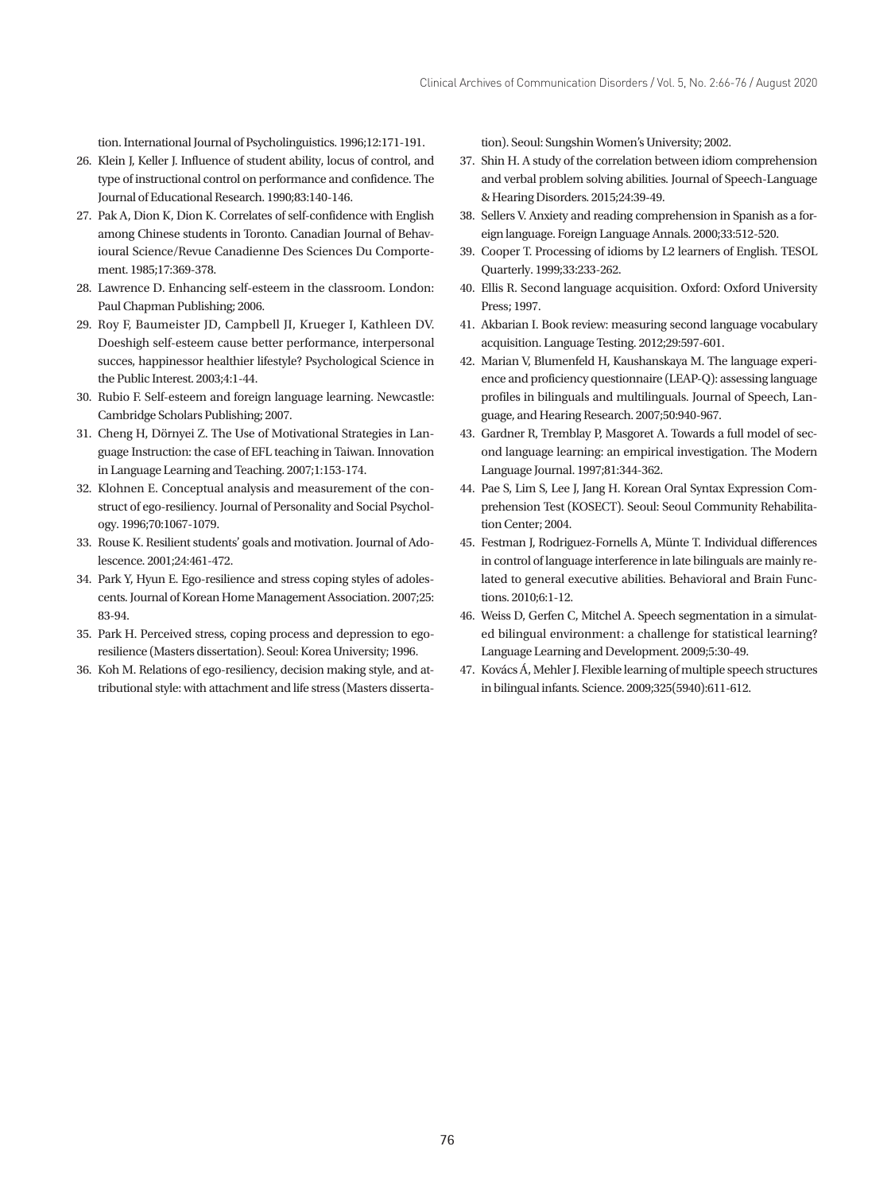tion. International Journal of Psycholinguistics. 1996;12:171-191.

26. Klein J, Keller J. Influence of student ability, locus of control, and type of instructional control on performance and confidence. The Journal of Educational Research. 1990;83:140-146.
27. Pak A, Dion K, Dion K. Correlates of self-confidence with English among Chinese students in Toronto. Canadian Journal of Behavioural Science/Revue Canadienne Des Sciences Du Comportement. 1985;17:369-378.
28. Lawrence D. Enhancing self-esteem in the classroom. London: Paul Chapman Publishing; 2006.
29. Roy F, Baumeister JD, Campbell JI, Krueger I, Kathleen DV. Doeshigh self-esteem cause better performance, interpersonal succes, happinessor healthier lifestyle? Psychological Science in the Public Interest. 2003;4:1-44.
30. Rubio F. Self-esteem and foreign language learning. Newcastle: Cambridge Scholars Publishing; 2007.
31. Cheng H, Dörnyei Z. The Use of Motivational Strategies in Language Instruction: the case of EFL teaching in Taiwan. Innovation in Language Learning and Teaching. 2007;1:153-174.
32. Klohnen E. Conceptual analysis and measurement of the construct of ego-resiliency. Journal of Personality and Social Psychology. 1996;70:1067-1079.
33. Rouse K. Resilient students' goals and motivation. Journal of Adolescence. 2001;24:461-472.
34. Park Y, Hyun E. Ego-resilience and stress coping styles of adolescents. Journal of Korean Home Management Association. 2007;25: 83-94.
35. Park H. Perceived stress, coping process and depression to ego-resilience (Masters dissertation). Seoul: Korea University; 1996.
36. Koh M. Relations of ego-resiliency, decision making style, and attributional style: with attachment and life stress (Masters dissertation). Seoul: Sungshin Women's University; 2002.
37. Shin H. A study of the correlation between idiom comprehension and verbal problem solving abilities. Journal of Speech-Language & Hearing Disorders. 2015;24:39-49.
38. Sellers V. Anxiety and reading comprehension in Spanish as a foreign language. Foreign Language Annals. 2000;33:512-520.
39. Cooper T. Processing of idioms by L2 learners of English. TESOL Quarterly. 1999;33:233-262.
40. Ellis R. Second language acquisition. Oxford: Oxford University Press; 1997.
41. Akbarian I. Book review: measuring second language vocabulary acquisition. Language Testing. 2012;29:597-601.
42. Marian V, Blumenfeld H, Kaushanskaya M. The language experience and proficiency questionnaire (LEAP-Q): assessing language profiles in bilinguals and multilinguals. Journal of Speech, Language, and Hearing Research. 2007;50:940-967.
43. Gardner R, Tremblay P, Masgoret A. Towards a full model of second language learning: an empirical investigation. The Modern Language Journal. 1997;81:344-362.
44. Pae S, Lim S, Lee J, Jang H. Korean Oral Syntax Expression Comprehension Test (KOSECT). Seoul: Seoul Community Rehabilitation Center; 2004.
45. Festman J, Rodriguez-Fornells A, Münte T. Individual differences in control of language interference in late bilinguals are mainly related to general executive abilities. Behavioral and Brain Functions. 2010;6:1-12.
46. Weiss D, Gerfen C, Mitchel A. Speech segmentation in a simulated bilingual environment: a challenge for statistical learning? Language Learning and Development. 2009;5:30-49.
47. Kovács Á, Mehler J. Flexible learning of multiple speech structures in bilingual infants. Science. 2009;325(5940):611-612.